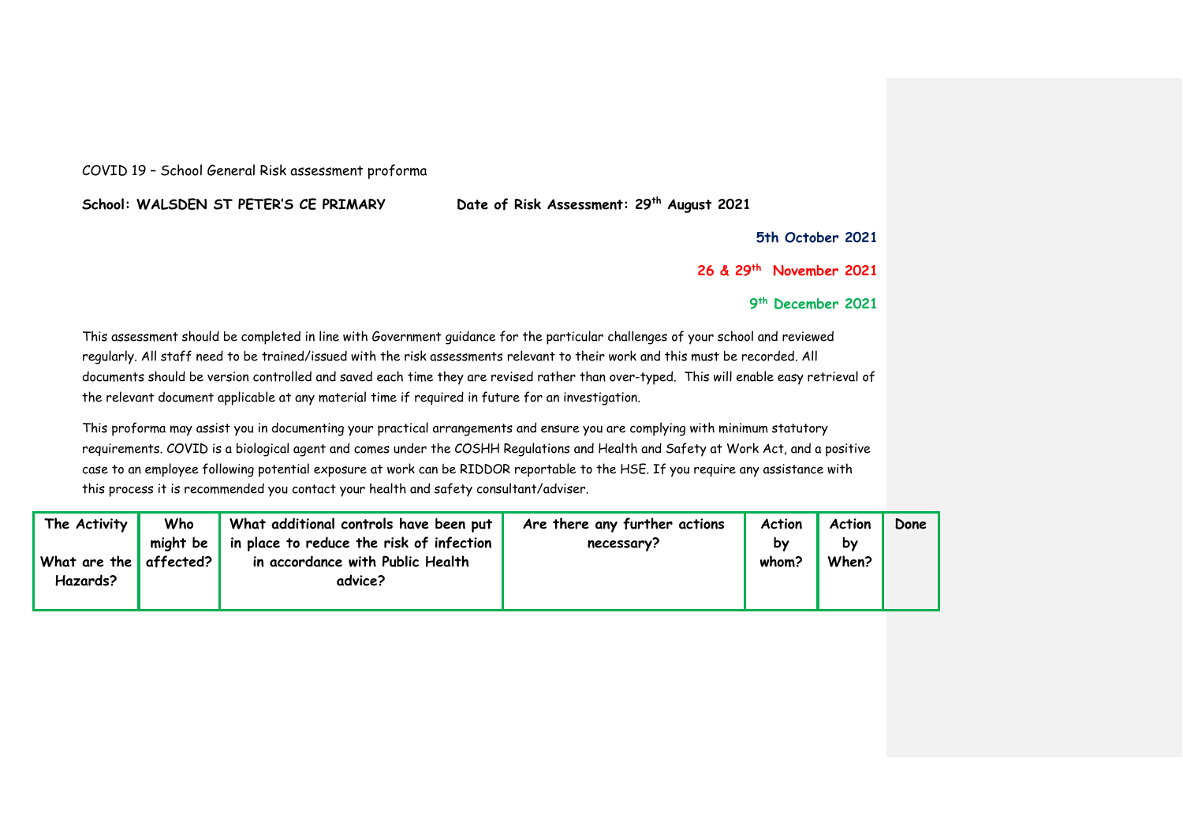COVID 19 – School General Risk assessment proforma

**School: WALSDEN ST PETER'S CE PRIMARY** **Date of Risk Assessment: 29th August 2021**

**5th October 2021**

**26 & 29th November 2021**

**9th December 2021**

This assessment should be completed in line with Government guidance for the particular challenges of your school and reviewed regularly. All staff need to be trained/issued with the risk assessments relevant to their work and this must be recorded. All documents should be version controlled and saved each time they are revised rather than over-typed. This will enable easy retrieval of the relevant document applicable at any material time if required in future for an investigation.

This proforma may assist you in documenting your practical arrangements and ensure you are complying with minimum statutory requirements. COVID is a biological agent and comes under the COSHH Regulations and Health and Safety at Work Act, and a positive case to an employee following potential exposure at work can be RIDDOR reportable to the HSE. If you require any assistance with this process it is recommended you contact your health and safety consultant/adviser.

| The Activity<br><br>What are the Hazards? | Who might be affected? | What additional controls have been put in place to reduce the risk of infection in accordance with Public Health advice? | Are there any further actions necessary? | Action by whom? | Action by When? | Done |
|---|---|---|---|---|---|---|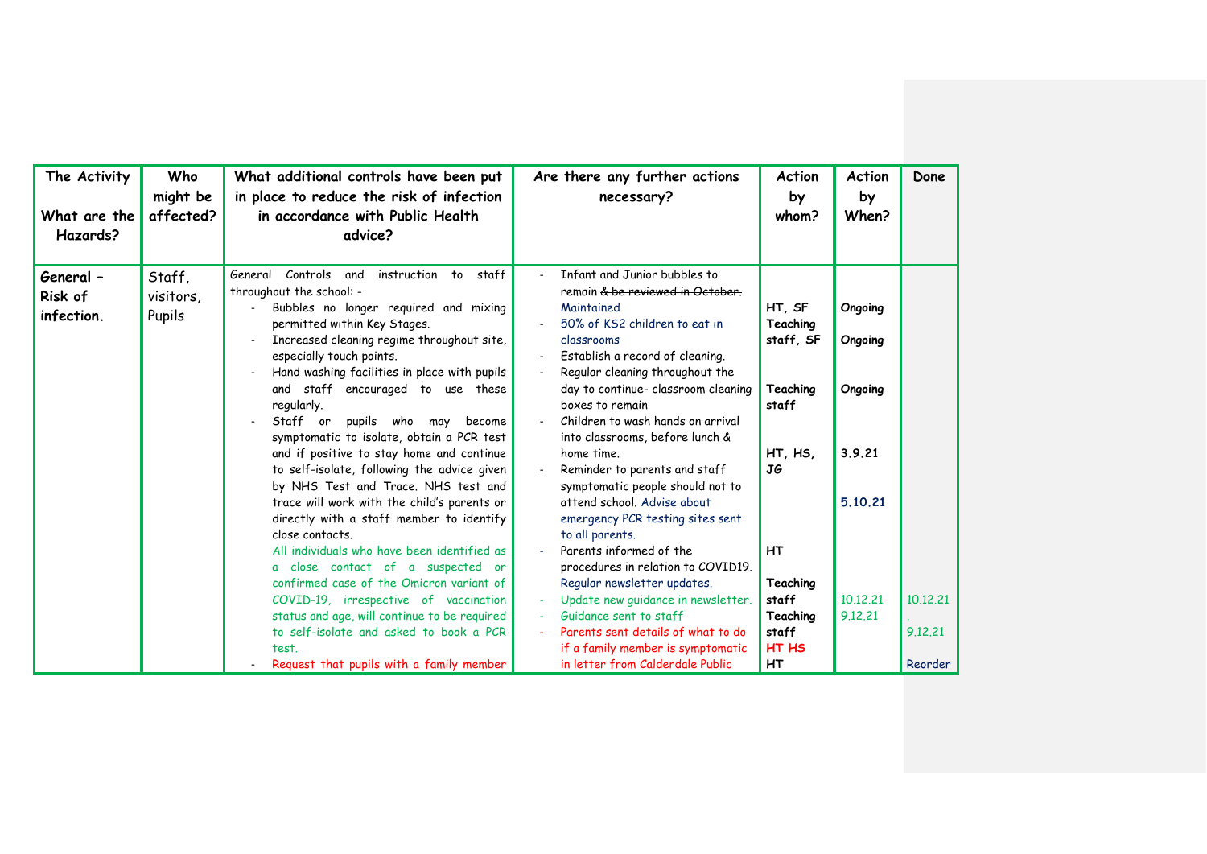| The Activity<br><br>What are the Hazards? | Who might be affected? | What additional controls have been put in place to reduce the risk of infection in accordance with Public Health advice? | Are there any further actions necessary? | Action by whom? | Action by When? | Done |
|---|---|---|---|---|---|---|
| **General – Risk of infection.** | Staff, visitors, Pupils | General Controls and instruction to staff throughout the school: -<br>- Bubbles no longer required and mixing permitted within Key Stages.<br>- Increased cleaning regime throughout site, especially touch points.<br>- Hand washing facilities in place with pupils and staff encouraged to use these regularly.<br>- Staff or pupils who may become symptomatic to isolate, obtain a PCR test and if positive to stay home and continue to self-isolate, following the advice given by NHS Test and Trace. NHS test and trace will work with the child's parents or directly with a staff member to identify close contacts.<br>All individuals who have been identified as a close contact of a suspected or confirmed case of the Omicron variant of COVID-19, irrespective of vaccination status and age, will continue to be required to self-isolate and asked to book a PCR test.<br>- Request that pupils with a family member | - Infant and Junior bubbles to remain ~~& be reviewed in October.~~ Maintained<br>- 50% of KS2 children to eat in classrooms<br>- Establish a record of cleaning.<br>- Regular cleaning throughout the day to continue- classroom cleaning boxes to remain<br>- Children to wash hands on arrival into classrooms, before lunch & home time.<br>- Reminder to parents and staff symptomatic people should not to attend school. Advise about emergency PCR testing sites sent to all parents.<br>- Parents informed of the procedures in relation to COVID19. Regular newsletter updates.<br>- Update new guidance in newsletter.<br>- Guidance sent to staff<br>- Parents sent details of what to do if a family member is symptomatic in letter from Calderdale Public | HT, SF<br>Teaching staff, SF<br><br>Teaching staff<br><br>HT, HS, JG<br><br>HT<br><br>Teaching staff<br>Teaching staff<br>HT HS<br>HT | Ongoing<br>Ongoing<br><br>Ongoing<br><br>3.9.21<br><br>5.10.21<br><br>10.12.21<br>9.12.21 | <br><br><br><br><br><br><br><br>10.12.21<br>.<br>9.12.21<br><br>Reorder |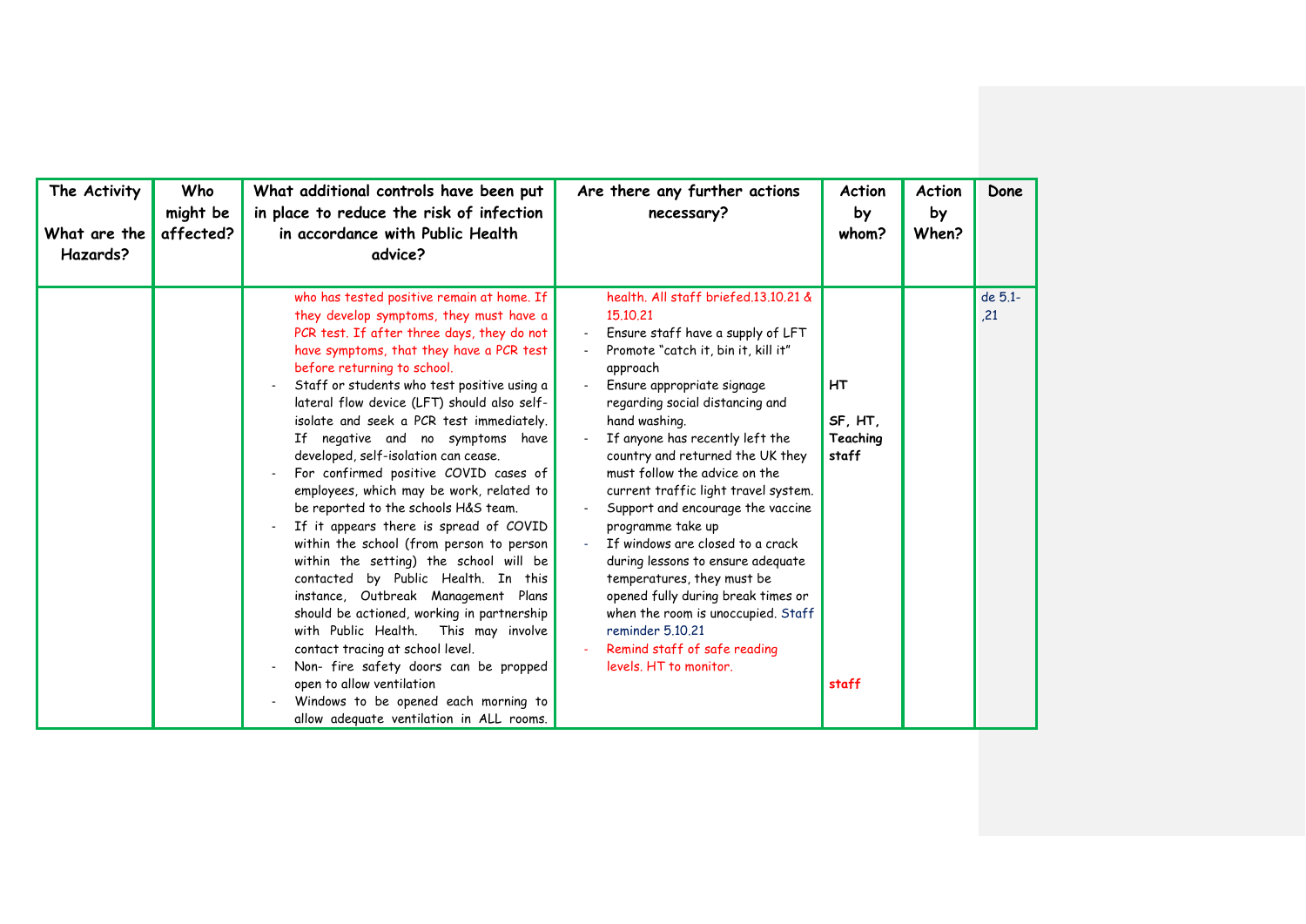| The Activity<br><br>What are the Hazards? | Who might be affected? | What additional controls have been put in place to reduce the risk of infection in accordance with Public Health advice? | Are there any further actions necessary? | Action by whom? | Action by When? | Done |
|---|---|---|---|---|---|---|
| | | who has tested positive remain at home. If they develop symptoms, they must have a PCR test. If after three days, they do not have symptoms, that they have a PCR test before returning to school.<br>- Staff or students who test positive using a lateral flow device (LFT) should also self-isolate and seek a PCR test immediately. If negative and no symptoms have developed, self-isolation can cease.<br>- For confirmed positive COVID cases of employees, which may be work, related to be reported to the schools H&S team.<br>- If it appears there is spread of COVID within the school (from person to person within the setting) the school will be contacted by Public Health. In this instance, Outbreak Management Plans should be actioned, working in partnership with Public Health. This may involve contact tracing at school level.<br>- Non- fire safety doors can be propped open to allow ventilation<br>- Windows to be opened each morning to allow adequate ventilation in ALL rooms. | health. All staff briefed.13.10.21 & 15.10.21<br>- Ensure staff have a supply of LFT<br>- Promote "catch it, bin it, kill it" approach<br>- Ensure appropriate signage regarding social distancing and hand washing.<br>- If anyone has recently left the country and returned the UK they must follow the advice on the current traffic light travel system.<br>- Support and encourage the vaccine programme take up<br>- If windows are closed to a crack during lessons to ensure adequate temperatures, they must be opened fully during break times or when the room is unoccupied. Staff reminder 5.10.21<br>- Remind staff of safe reading levels. HT to monitor. | HT<br><br>SF, HT, Teaching staff<br><br>staff | | de 5.1-,21 |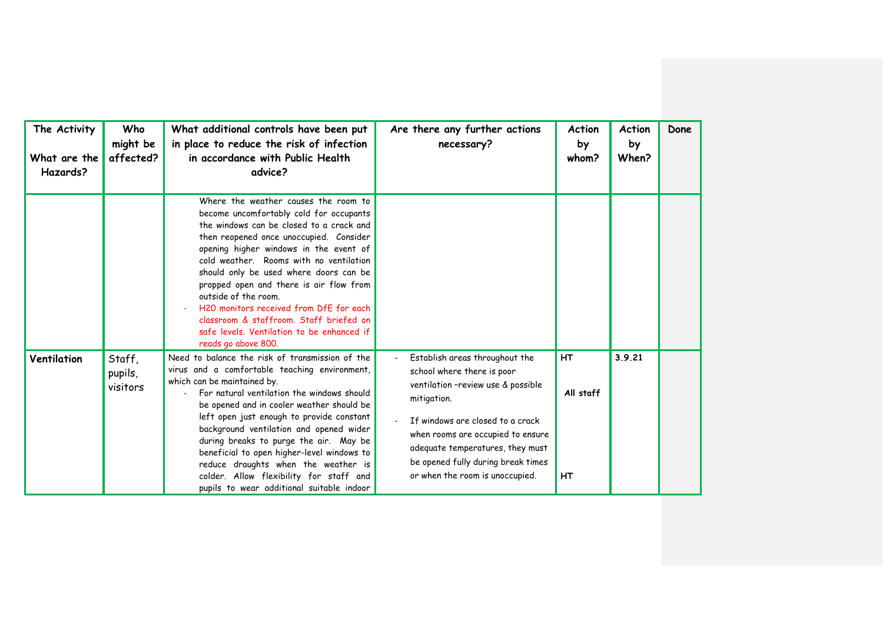| The Activity<br><br>What are the Hazards? | Who might be affected? | What additional controls have been put in place to reduce the risk of infection in accordance with Public Health advice? | Are there any further actions necessary? | Action by whom? | Action by When? | Done |
|---|---|---|---|---|---|---|
| | | Where the weather causes the room to become uncomfortably cold for occupants the windows can be closed to a crack and then reopened once unoccupied. Consider opening higher windows in the event of cold weather. Rooms with no ventilation should only be used where doors can be propped open and there is air flow from outside of the room.<br>- H2O monitors received from DfE for each classroom & staffroom. Staff briefed on safe levels. Ventilation to be enhanced if reads go above 800. | | | | |
| **Ventilation** | Staff, pupils, visitors | Need to balance the risk of transmission of the virus and a comfortable teaching environment, which can be maintained by.<br>- For natural ventilation the windows should be opened and in cooler weather should be left open just enough to provide constant background ventilation and opened wider during breaks to purge the air. May be beneficial to open higher-level windows to reduce draughts when the weather is colder. Allow flexibility for staff and pupils to wear additional suitable indoor | - Establish areas throughout the school where there is poor ventilation –review use & possible mitigation.<br>- If windows are closed to a crack when rooms are occupied to ensure adequate temperatures, they must be opened fully during break times or when the room is unoccupied. | HT<br><br>All staff<br><br>HT | 3.9.21 | |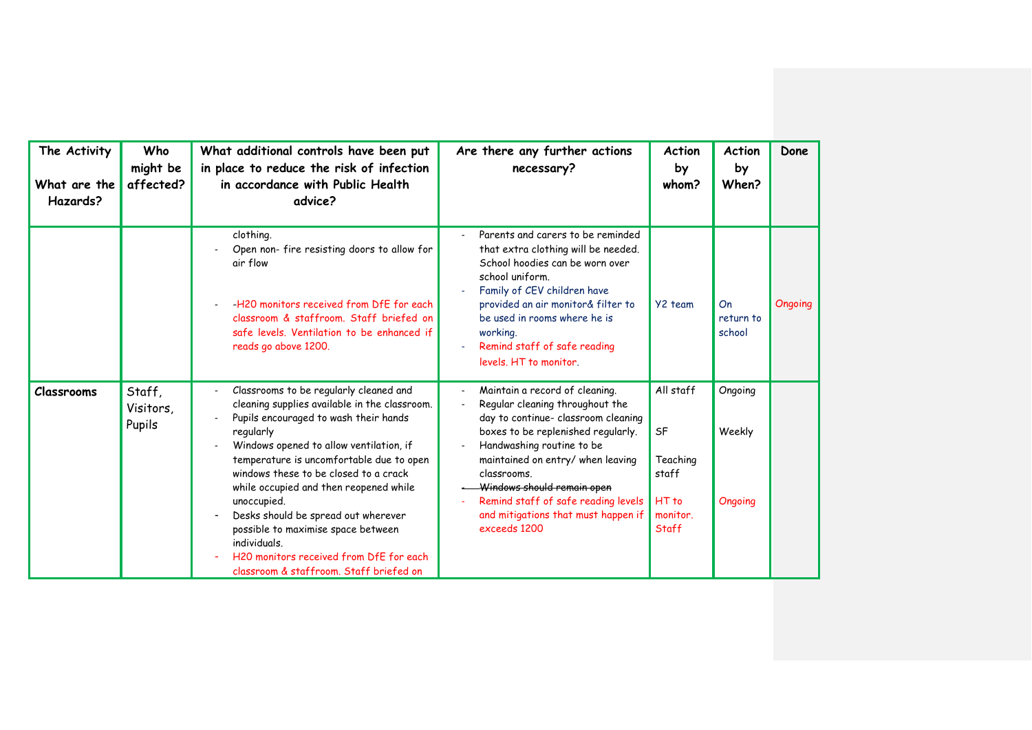| The Activity What are the Hazards? | Who might be affected? | What additional controls have been put in place to reduce the risk of infection in accordance with Public Health advice? | Are there any further actions necessary? | Action by whom? | Action by When? | Done |
|---|---|---|---|---|---|---|
| | | clothing.<br>- Open non- fire resisting doors to allow for air flow<br><br>- -H20 monitors received from DfE for each classroom & staffroom. Staff briefed on safe levels. Ventilation to be enhanced if reads go above 1200. | - Parents and carers to be reminded that extra clothing will be needed. School hoodies can be worn over school uniform.<br>- Family of CEV children have provided an air monitor& filter to be used in rooms where he is working.<br>- Remind staff of safe reading levels. HT to monitor. | Y2 team | On return to school | Ongoing |
| **Classrooms** | Staff, Visitors, Pupils | - Classrooms to be regularly cleaned and cleaning supplies available in the classroom.<br>- Pupils encouraged to wash their hands regularly<br>- Windows opened to allow ventilation, if temperature is uncomfortable due to open windows these to be closed to a crack while occupied and then reopened while unoccupied.<br>- Desks should be spread out wherever possible to maximise space between individuals.<br>- H20 monitors received from DfE for each classroom & staffroom. Staff briefed on | - Maintain a record of cleaning.<br>- Regular cleaning throughout the day to continue- classroom cleaning boxes to be replenished regularly.<br>- Handwashing routine to be maintained on entry/ when leaving classrooms.<br>- ~~Windows should remain open~~<br>- Remind staff of safe reading levels and mitigations that must happen if exceeds 1200 | All staff<br><br>SF<br><br>Teaching staff<br><br>HT to monitor. Staff | Ongoing<br><br>Weekly<br><br><br><br>Ongoing | |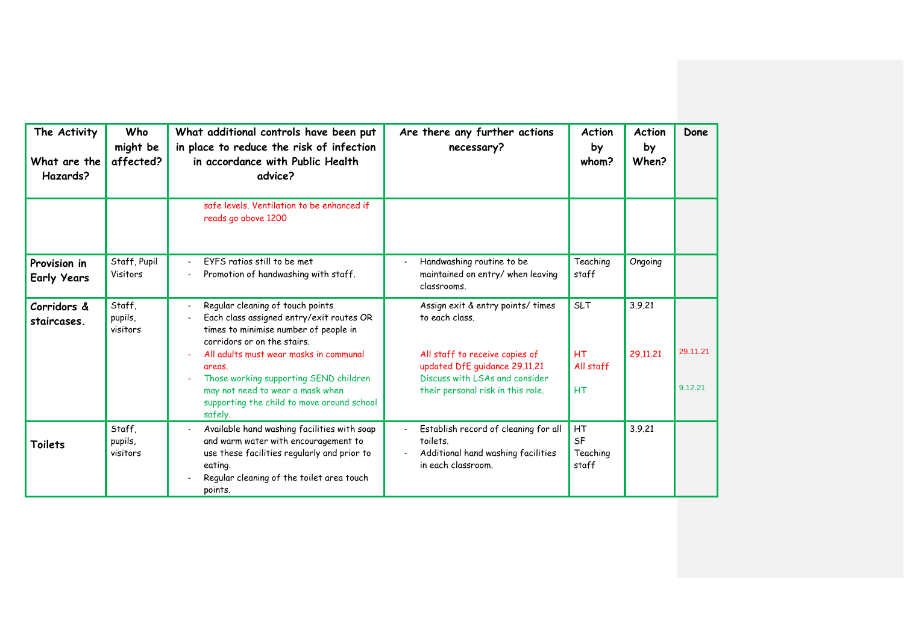| The Activity<br><br>What are the Hazards? | Who might be affected? | What additional controls have been put in place to reduce the risk of infection in accordance with Public Health advice? | Are there any further actions necessary? | Action by whom? | Action by When? | Done |
|---|---|---|---|---|---|---|
| | | safe levels. Ventilation to be enhanced if reads go above 1200 | | | | |
| **Provision in Early Years** | Staff, Pupil Visitors | - EYFS ratios still to be met<br>- Promotion of handwashing with staff. | - Handwashing routine to be maintained on entry/ when leaving classrooms. | Teaching staff | Ongoing | |
| **Corridors & staircases.** | Staff, pupils, visitors | - Regular cleaning of touch points<br>- Each class assigned entry/exit routes OR times to minimise number of people in corridors or on the stairs.<br>- All adults must wear masks in communal areas.<br>- Those working supporting SEND children may not need to wear a mask when supporting the child to move around school safely. | Assign exit & entry points/ times to each class.<br><br>All staff to receive copies of updated DfE guidance 29.11.21<br>Discuss with LSAs and consider their personal risk in this role. | SLT<br><br>HT<br>All staff<br><br>HT | 3.9.21<br><br>29.11.21 | 29.11.21<br><br>9.12.21 |
| **Toilets** | Staff, pupils, visitors | - Available hand washing facilities with soap and warm water with encouragement to use these facilities regularly and prior to eating.<br>- Regular cleaning of the toilet area touch points. | - Establish record of cleaning for all toilets.<br>- Additional hand washing facilities in each classroom. | HT<br>SF<br>Teaching staff | 3.9.21 | |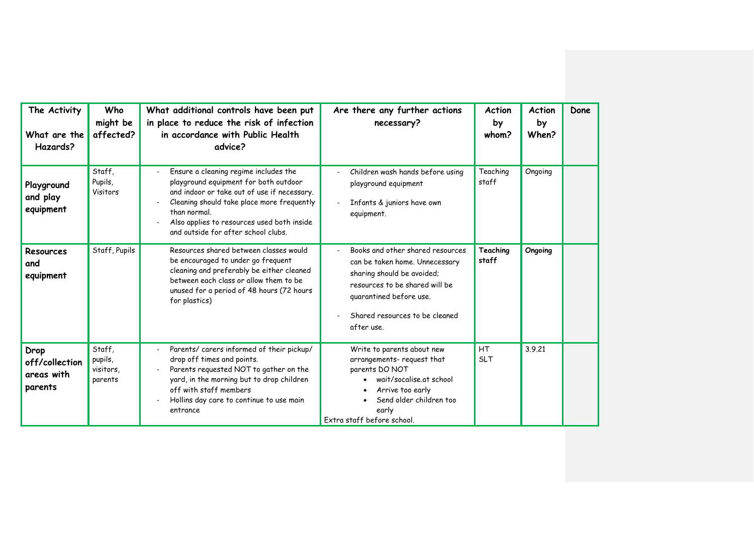| The Activity<br><br>What are the Hazards? | Who might be affected? | What additional controls have been put in place to reduce the risk of infection in accordance with Public Health advice? | Are there any further actions necessary? | Action by whom? | Action by When? | Done |
|---|---|---|---|---|---|---|
| **Playground and play equipment** | Staff, Pupils, Visitors | - Ensure a cleaning regime includes the playground equipment for both outdoor and indoor or take out of use if necessary.<br>- Cleaning should take place more frequently than normal.<br>- Also applies to resources used both inside and outside for after school clubs. | - Children wash hands before using playground equipment<br>- Infants & juniors have own equipment. | Teaching staff | Ongoing | |
| **Resources and equipment** | Staff, Pupils | Resources shared between classes would be encouraged to under go frequent cleaning and preferably be either cleaned between each class or allow them to be unused for a period of 48 hours (72 hours for plastics) | - Books and other shared resources can be taken home. Unnecessary sharing should be avoided; resources to be shared will be quarantined before use.<br>- Shared resources to be cleaned after use. | **Teaching staff** | **Ongoing** | |
| **Drop off/collection areas with parents** | Staff, pupils, visitors, parents | - Parents/ carers informed of their pickup/ drop off times and points.<br>- Parents requested NOT to gather on the yard, in the morning but to drop children off with staff members<br>- Hollins day care to continue to use main entrance | Write to parents about new arrangements- request that parents DO NOT<br>• wait/socalise.at school<br>• Arrive too early<br>• Send older children too early<br>Extra staff before school. | HT<br>SLT | 3.9.21 | |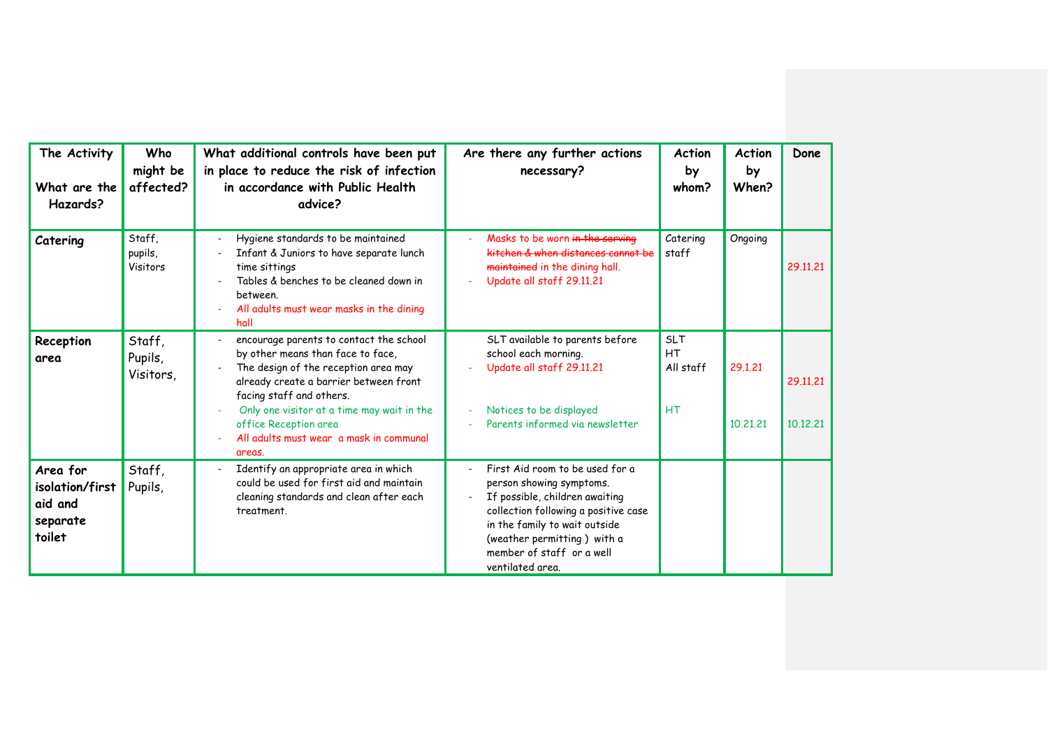| The Activity<br><br>What are the Hazards? | Who might be affected? | What additional controls have been put in place to reduce the risk of infection in accordance with Public Health advice? | Are there any further actions necessary? | Action by whom? | Action by When? | Done |
|---|---|---|---|---|---|---|
| **Catering** | Staff, pupils, Visitors | - Hygiene standards to be maintained<br>- Infant & Juniors to have separate lunch time sittings<br>- Tables & benches to be cleaned down in between.<br>- All adults must wear masks in the dining hall | - Masks to be worn ~~in the serving kitchen & when distances cannot be maintained~~ in the dining hall.<br>- Update all staff 29.11.21 | Catering staff | Ongoing | 29.11.21 |
| **Reception area** | Staff, Pupils, Visitors, | - encourage parents to contact the school by other means than face to face,<br>- The design of the reception area may already create a barrier between front facing staff and others.<br>- Only one visitor at a time may wait in the office Reception area<br>- All adults must wear a mask in communal areas. | SLT available to parents before school each morning.<br>- Update all staff 29.11.21<br><br>- Notices to be displayed<br>- Parents informed via newsletter | SLT<br>HT<br>All staff<br><br>HT | 29.1.21<br><br>10.21.21 | 29.11.21<br><br>10.12.21 |
| **Area for isolation/first aid and separate toilet** | Staff, Pupils, | - Identify an appropriate area in which could be used for first aid and maintain cleaning standards and clean after each treatment. | - First Aid room to be used for a person showing symptoms.<br>- If possible, children awaiting collection following a positive case in the family to wait outside (weather permitting ) with a member of staff or a well ventilated area. | | | |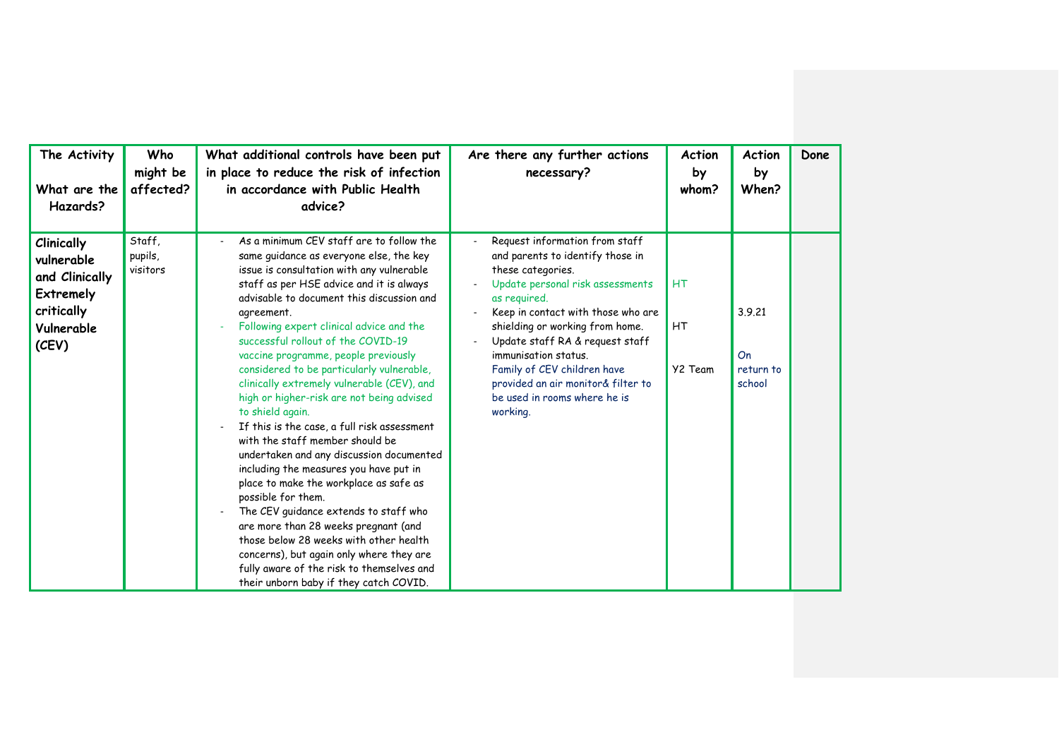| The Activity<br><br>What are the Hazards? | Who might be affected? | What additional controls have been put in place to reduce the risk of infection in accordance with Public Health advice? | Are there any further actions necessary? | Action by whom? | Action by When? | Done |
|---|---|---|---|---|---|---|
| **Clinically vulnerable and Clinically Extremely critically Vulnerable (CEV)** | Staff, pupils, visitors | - As a minimum CEV staff are to follow the same guidance as everyone else, the key issue is consultation with any vulnerable staff as per HSE advice and it is always advisable to document this discussion and agreement.<br>- Following expert clinical advice and the successful rollout of the COVID-19 vaccine programme, people previously considered to be particularly vulnerable, clinically extremely vulnerable (CEV), and high or higher-risk are not being advised to shield again.<br>- If this is the case, a full risk assessment with the staff member should be undertaken and any discussion documented including the measures you have put in place to make the workplace as safe as possible for them.<br>- The CEV guidance extends to staff who are more than 28 weeks pregnant (and those below 28 weeks with other health concerns), but again only where they are fully aware of the risk to themselves and their unborn baby if they catch COVID. | - Request information from staff and parents to identify those in these categories.<br>- Update personal risk assessments as required.<br>- Keep in contact with those who are shielding or working from home.<br>- Update staff RA & request staff immunisation status.<br>Family of CEV children have provided an air monitor& filter to be used in rooms where he is working. | HT<br><br>HT<br><br>Y2 Team | 3.9.21<br><br>On return to school | |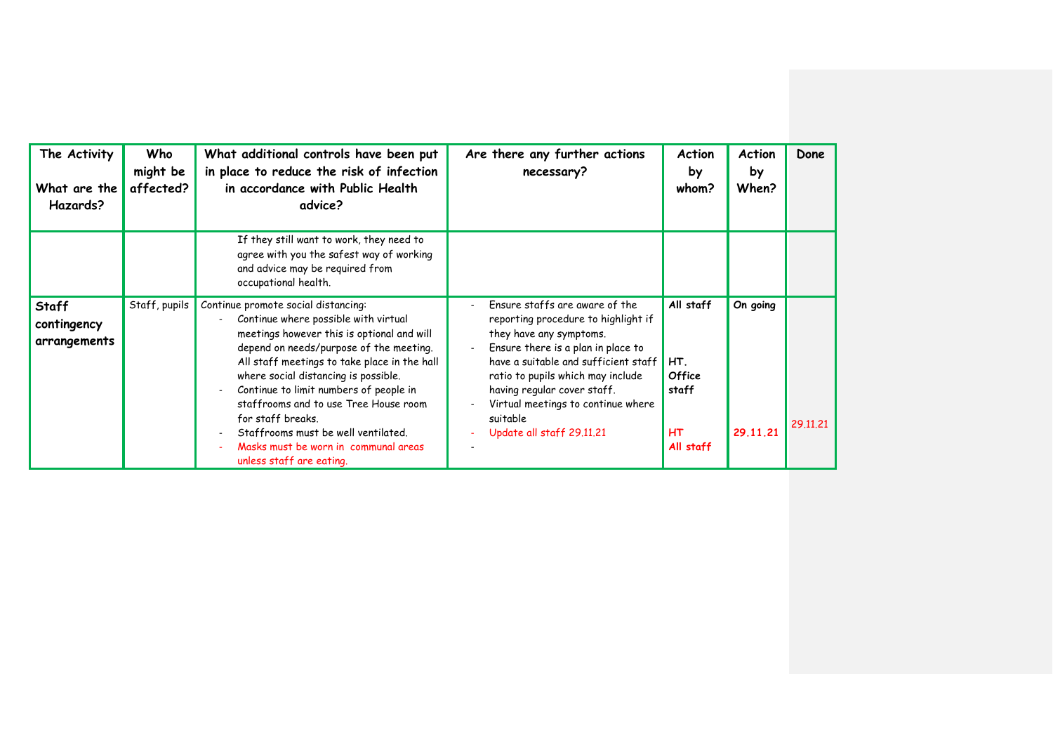| The Activity<br><br>What are the Hazards? | Who might be affected? | What additional controls have been put in place to reduce the risk of infection in accordance with Public Health advice? | Are there any further actions necessary? | Action by whom? | Action by When? | Done |
|---|---|---|---|---|---|---|
| | | If they still want to work, they need to agree with you the safest way of working and advice may be required from occupational health. | | | | |
| **Staff contingency arrangements** | Staff, pupils | Continue promote social distancing:<br>- Continue where possible with virtual meetings however this is optional and will depend on needs/purpose of the meeting. All staff meetings to take place in the hall where social distancing is possible.<br>- Continue to limit numbers of people in staffrooms and to use Tree House room for staff breaks.<br>- Staffrooms must be well ventilated.<br>- Masks must be worn in communal areas unless staff are eating. | - Ensure staffs are aware of the reporting procedure to highlight if they have any symptoms.<br>- Ensure there is a plan in place to have a suitable and sufficient staff ratio to pupils which may include having regular cover staff.<br>- Virtual meetings to continue where suitable<br>- Update all staff 29.11.21<br>- | **All staff**<br><br>**HT. Office staff**<br><br>**HT**<br>**All staff** | **On going**<br><br><br><br>**29.11.21** | <br><br><br><br>29.11.21 |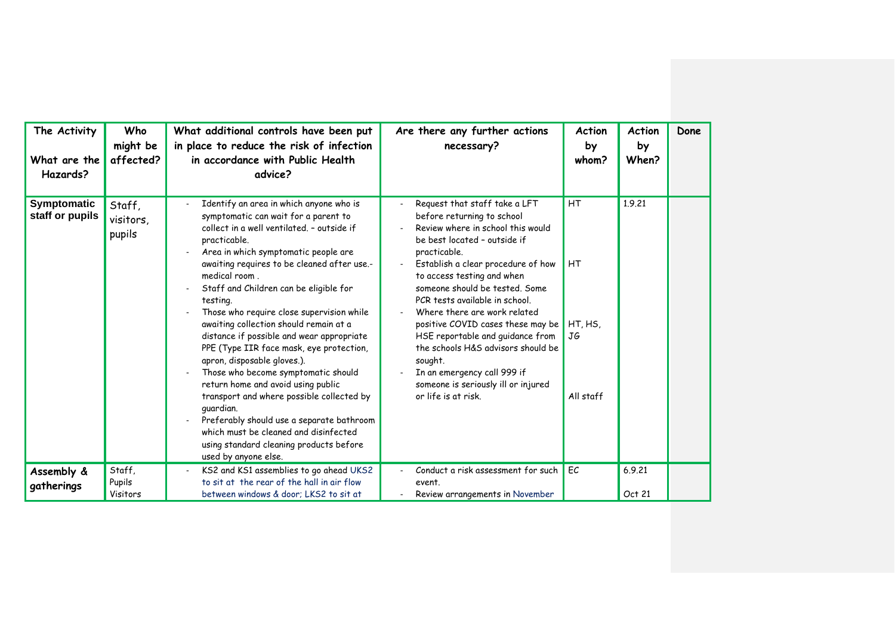| The Activity<br><br>What are the Hazards? | Who might be affected? | What additional controls have been put in place to reduce the risk of infection in accordance with Public Health advice? | Are there any further actions necessary? | Action by whom? | Action by When? | Done |
|---|---|---|---|---|---|---|
| **Symptomatic staff or pupils** | Staff, visitors, pupils | - Identify an area in which anyone who is symptomatic can wait for a parent to collect in a well ventilated. – outside if practicable.<br>- Area in which symptomatic people are awaiting requires to be cleaned after use.- medical room .<br>- Staff and Children can be eligible for testing.<br>- Those who require close supervision while awaiting collection should remain at a distance if possible and wear appropriate PPE (Type IIR face mask, eye protection, apron, disposable gloves.).<br>- Those who become symptomatic should return home and avoid using public transport and where possible collected by guardian.<br>- Preferably should use a separate bathroom which must be cleaned and disinfected using standard cleaning products before used by anyone else. | - Request that staff take a LFT before returning to school<br>- Review where in school this would be best located – outside if practicable.<br>- Establish a clear procedure of how to access testing and when someone should be tested. Some PCR tests available in school.<br>- Where there are work related positive COVID cases these may be HSE reportable and guidance from the schools H&S advisors should be sought.<br>- In an emergency call 999 if someone is seriously ill or injured or life is at risk. | HT<br><br>HT<br><br>HT, HS, JG<br><br>All staff | 1.9.21 | |
| **Assembly & gatherings** | Staff, Pupils Visitors | - KS2 and KS1 assemblies to go ahead UKS2 to sit at the rear of the hall in air flow between windows & door; LKS2 to sit at | - Conduct a risk assessment for such event.<br>- Review arrangements in November | EC | 6.9.21<br><br>Oct 21 | |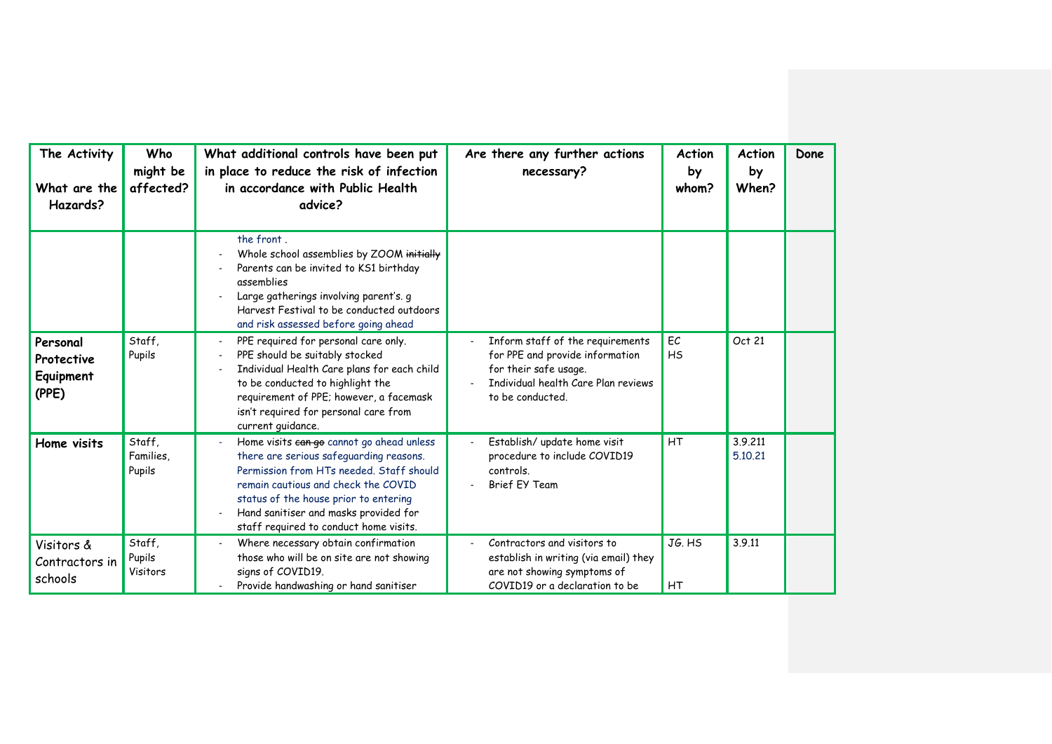| The Activity<br><br>What are the Hazards? | Who might be affected? | What additional controls have been put in place to reduce the risk of infection in accordance with Public Health advice? | Are there any further actions necessary? | Action by whom? | Action by When? | Done |
|---|---|---|---|---|---|---|
| | | the front .<br>- Whole school assemblies by ZOOM ~~initially~~<br>- Parents can be invited to KS1 birthday assemblies<br>- Large gatherings involving parent's. g Harvest Festival to be conducted outdoors and risk assessed before going ahead | | | | |
| **Personal Protective Equipment (PPE)** | Staff, Pupils | - PPE required for personal care only.<br>- PPE should be suitably stocked<br>- Individual Health Care plans for each child to be conducted to highlight the requirement of PPE; however, a facemask isn't required for personal care from current guidance. | - Inform staff of the requirements for PPE and provide information for their safe usage.<br>- Individual health Care Plan reviews to be conducted. | EC<br>HS | Oct 21 | |
| **Home visits** | Staff, Families, Pupils | - Home visits ~~can go~~ cannot go ahead unless there are serious safeguarding reasons. Permission from HTs needed. Staff should remain cautious and check the COVID status of the house prior to entering<br>- Hand sanitiser and masks provided for staff required to conduct home visits. | - Establish/ update home visit procedure to include COVID19 controls.<br>- Brief EY Team | HT | 3.9.211<br>5.10.21 | |
| Visitors & Contractors in schools | Staff, Pupils Visitors | - Where necessary obtain confirmation those who will be on site are not showing signs of COVID19.<br>- Provide handwashing or hand sanitiser | - Contractors and visitors to establish in writing (via email) they are not showing symptoms of COVID19 or a declaration to be | JG. HS<br><br>HT | 3.9.11 | |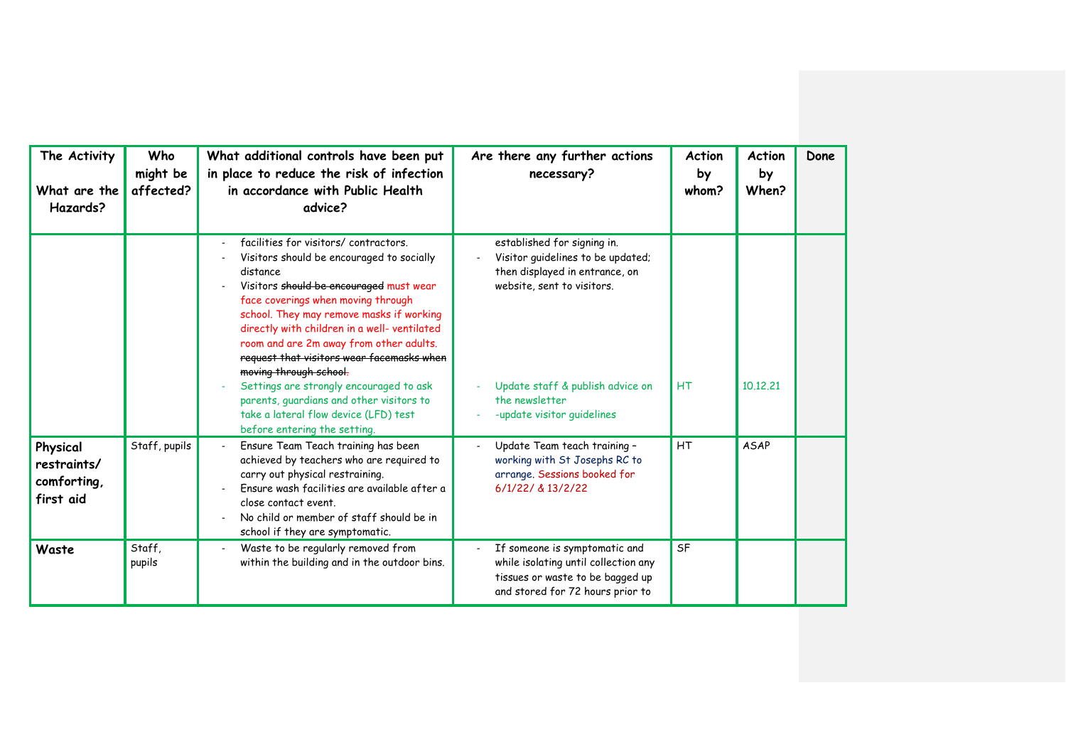| The Activity<br><br>What are the Hazards? | Who might be affected? | What additional controls have been put in place to reduce the risk of infection in accordance with Public Health advice? | Are there any further actions necessary? | Action by whom? | Action by When? | Done |
|---|---|---|---|---|---|---|
| | | - facilities for visitors/ contractors.<br>- Visitors should be encouraged to socially distance<br>- Visitors ~~should be encouraged~~ must wear face coverings when moving through school. They may remove masks if working directly with children in a well- ventilated room and are 2m away from other adults. ~~request that visitors wear facemasks when moving through school.~~<br>- Settings are strongly encouraged to ask parents, guardians and other visitors to take a lateral flow device (LFD) test before entering the setting. | established for signing in.<br>- Visitor guidelines to be updated; then displayed in entrance, on website, sent to visitors.<br>- Update staff & publish advice on the newsletter<br>- -update visitor guidelines | HT | 10.12.21 | |
| **Physical restraints/ comforting, first aid** | Staff, pupils | - Ensure Team Teach training has been achieved by teachers who are required to carry out physical restraining.<br>- Ensure wash facilities are available after a close contact event.<br>- No child or member of staff should be in school if they are symptomatic. | - Update Team teach training – working with St Josephs RC to arrange. Sessions booked for 6/1/22/ & 13/2/22 | HT | ASAP | |
| **Waste** | Staff, pupils | - Waste to be regularly removed from within the building and in the outdoor bins. | - If someone is symptomatic and while isolating until collection any tissues or waste to be bagged up and stored for 72 hours prior to | SF | | |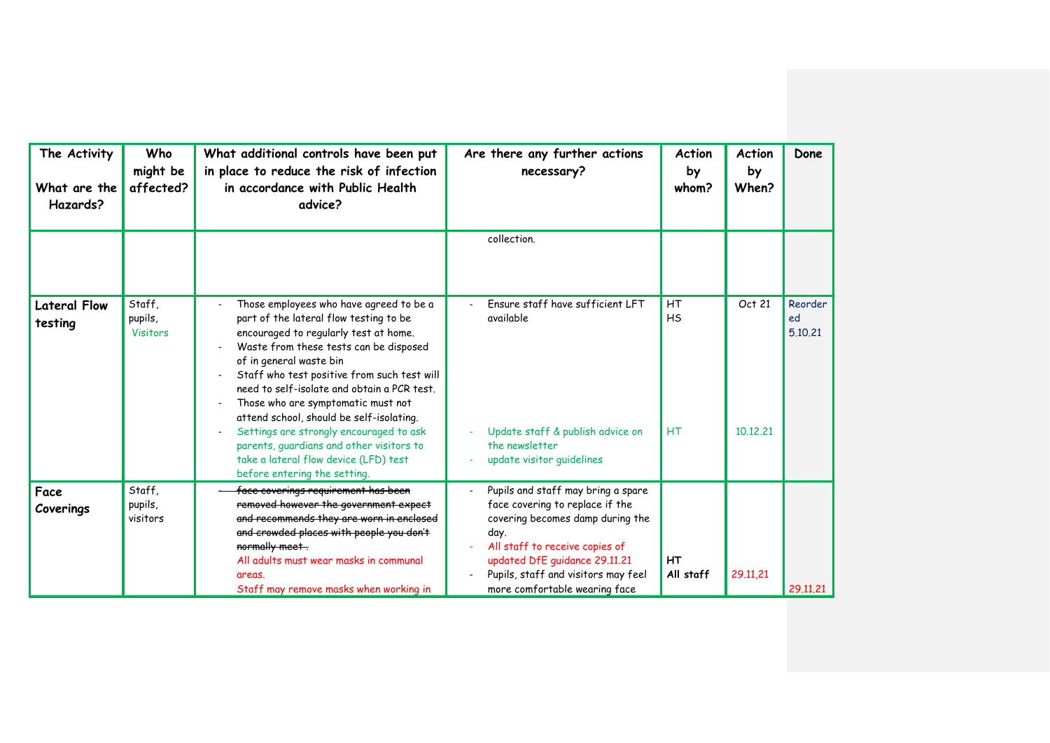| The Activity<br><br>What are the Hazards? | Who might be affected? | What additional controls have been put in place to reduce the risk of infection in accordance with Public Health advice? | Are there any further actions necessary? | Action by whom? | Action by When? | Done |
|---|---|---|---|---|---|---|
| | | | collection. | | | |
| **Lateral Flow testing** | Staff, pupils, Visitors | - Those employees who have agreed to be a part of the lateral flow testing to be encouraged to regularly test at home.<br>- Waste from these tests can be disposed of in general waste bin<br>- Staff who test positive from such test will need to self-isolate and obtain a PCR test.<br>- Those who are symptomatic must not attend school, should be self-isolating.<br>- Settings are strongly encouraged to ask parents, guardians and other visitors to take a lateral flow device (LFD) test before entering the setting. | - Ensure staff have sufficient LFT available<br><br>- Update staff & publish advice on the newsletter<br>- update visitor guidelines | HT<br>HS<br><br>HT | Oct 21<br><br>10.12.21 | Reordered 5.10.21 |
| **Face Coverings** | Staff, pupils, visitors | - ~~face coverings requirement has been removed however the government expect and recommends they are worn in enclosed and crowded places with people you don't normally meet .~~<br>All adults must wear masks in communal areas.<br>Staff may remove masks when working in | - Pupils and staff may bring a spare face covering to replace if the covering becomes damp during the day.<br>- All staff to receive copies of updated DfE guidance 29.11.21<br>- Pupils, staff and visitors may feel more comfortable wearing face | **HT**<br>**All staff** | 29.11,21 | 29.11,21 |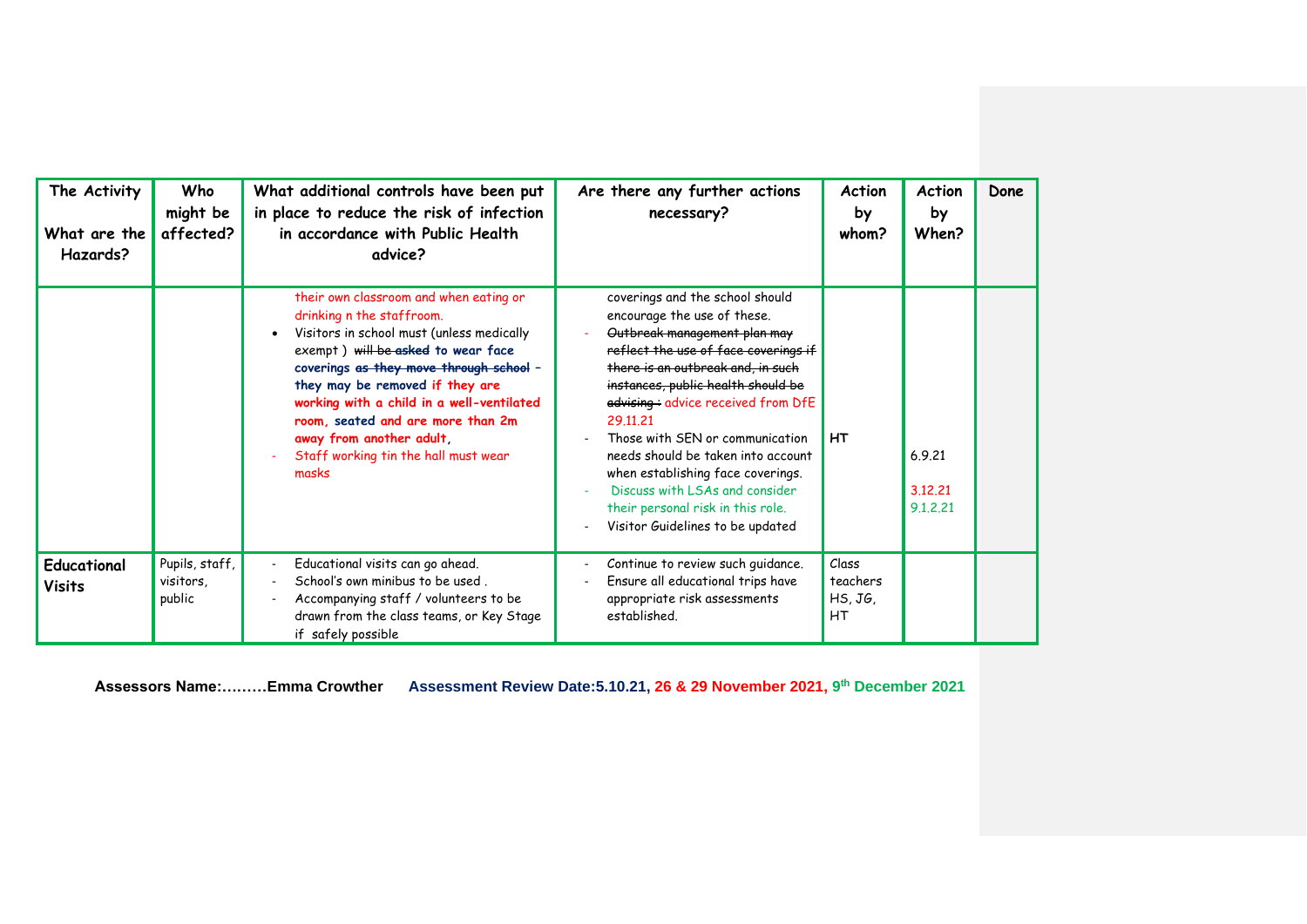| The Activity<br><br>What are the Hazards? | Who might be affected? | What additional controls have been put in place to reduce the risk of infection in accordance with Public Health advice? | Are there any further actions necessary? | Action by whom? | Action by When? | Done |
|---|---|---|---|---|---|---|
| | | their own classroom and when eating or drinking n the staffroom.<br>• Visitors in school must (unless medically exempt ) ~~will be asked~~ to wear face coverings ~~as they move through school~~ – they may be removed if they are working with a child in a well-ventilated room, seated and are more than 2m away from another adult,<br>- Staff working tin the hall must wear masks | coverings and the school should encourage the use of these.<br>- ~~Outbreak management plan may reflect the use of face coverings if there is an outbreak and, in such instances, public health should be advising~~ : advice received from DfE 29.11.21<br>- Those with SEN or communication needs should be taken into account when establishing face coverings.<br>- Discuss with LSAs and consider their personal risk in this role.<br>- Visitor Guidelines to be updated | HT | 6.9.21<br><br>3.12.21<br>9.1.2.21 | |
| **Educational Visits** | Pupils, staff, visitors, public | - Educational visits can go ahead.<br>- School's own minibus to be used .<br>- Accompanying staff / volunteers to be drawn from the class teams, or Key Stage if safely possible | - Continue to review such guidance.<br>- Ensure all educational trips have appropriate risk assessments established. | Class teachers HS, JG, HT | | |

**Assessors Name:………Emma Crowther** **Assessment Review Date:5.10.21, 26 & 29 November 2021, 9th December 2021**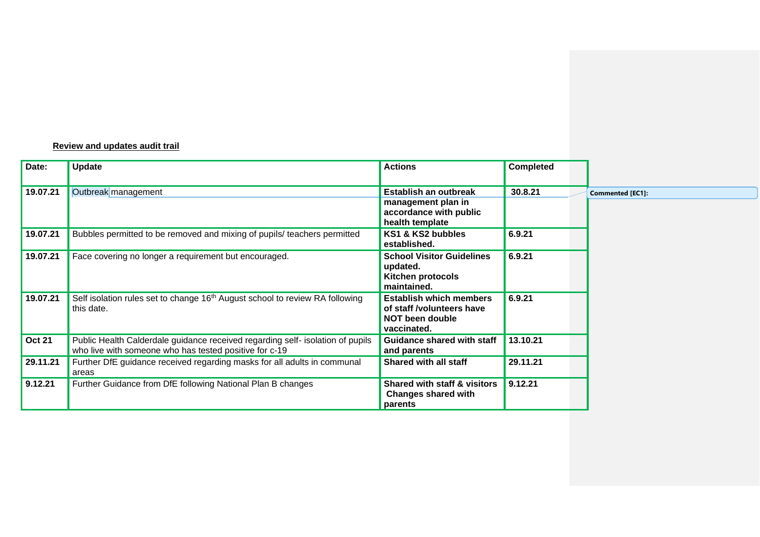**Review and updates audit trail**

| Date: | Update | Actions | Completed |
|---|---|---|---|
| 19.07.21 | Outbreak management | **Establish an outbreak management plan in accordance with public health template** | **30.8.21** |
| 19.07.21 | Bubbles permitted to be removed and mixing of pupils/ teachers permitted | **KS1 & KS2 bubbles established.** | **6.9.21** |
| 19.07.21 | Face covering no longer a requirement but encouraged. | **School Visitor Guidelines updated.** **Kitchen protocols maintained.** | **6.9.21** |
| 19.07.21 | Self isolation rules set to change 16th August school to review RA following this date. | **Establish which members of staff /volunteers have NOT been double vaccinated.** | **6.9.21** |
| Oct 21 | Public Health Calderdale guidance received regarding self- isolation of pupils who live with someone who has tested positive for c-19 | **Guidance shared with staff and parents** | **13.10.21** |
| 29.11.21 | Further DfE guidance received regarding masks for all adults in communal areas | **Shared with all staff** | **29.11.21** |
| 9.12.21 | Further Guidance from DfE following National Plan B changes | **Shared with staff & visitors Changes shared with parents** | **9.12.21** |

Commented [EC1]: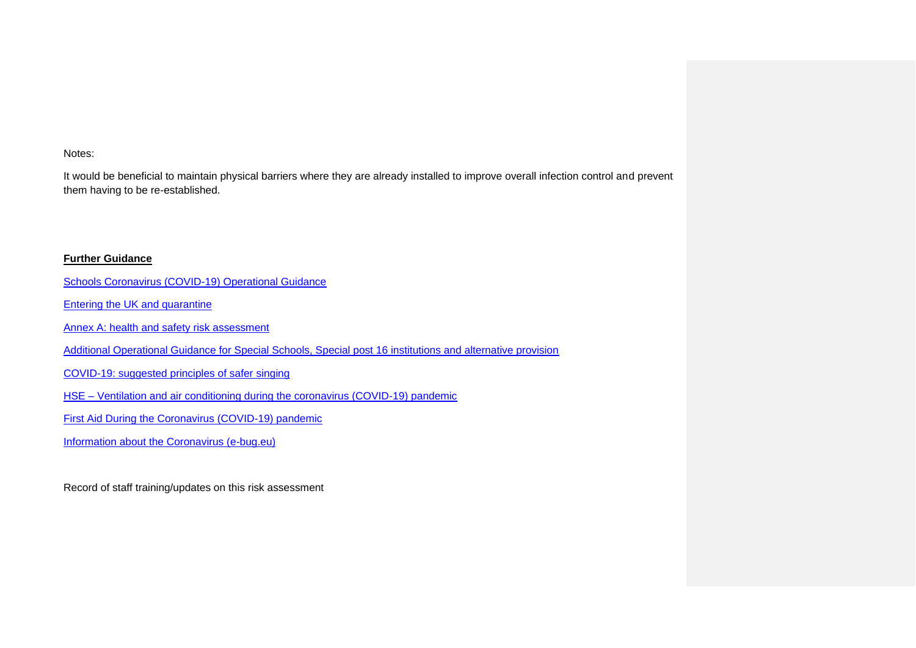Notes:

It would be beneficial to maintain physical barriers where they are already installed to improve overall infection control and prevent them having to be re-established.

**Further Guidance**

Schools Coronavirus (COVID-19) Operational Guidance

Entering the UK and quarantine

Annex A: health and safety risk assessment

Additional Operational Guidance for Special Schools, Special post 16 institutions and alternative provision

COVID-19: suggested principles of safer singing

HSE – Ventilation and air conditioning during the coronavirus (COVID-19) pandemic

First Aid During the Coronavirus (COVID-19) pandemic

Information about the Coronavirus (e-bug.eu)

Record of staff training/updates on this risk assessment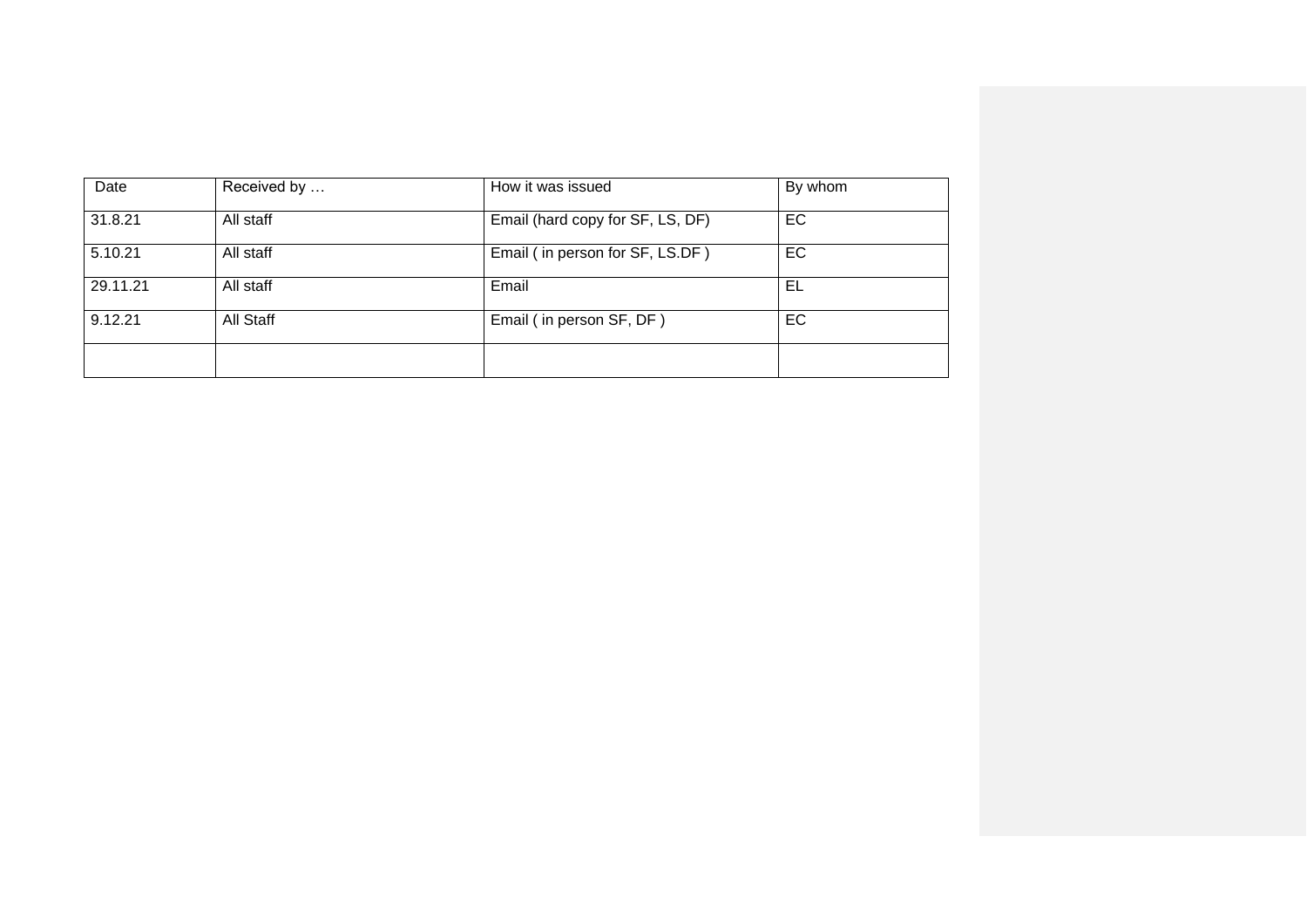| Date | Received by … | How it was issued | By whom |
|---|---|---|---|
| 31.8.21 | All staff | Email (hard copy for SF, LS, DF) | EC |
| 5.10.21 | All staff | Email ( in person for SF, LS.DF ) | EC |
| 29.11.21 | All staff | Email | EL |
| 9.12.21 | All Staff | Email ( in person SF, DF ) | EC |
| | | | |